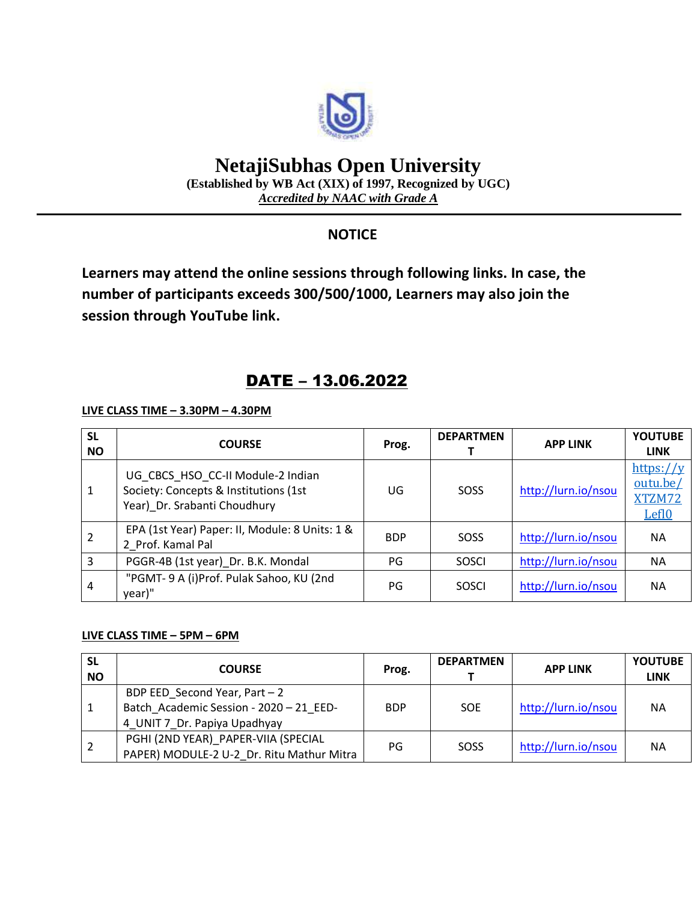# NetajiSubhas Open University

**(Established by WB Act (XIX) of 1997, Recognized by UGC)**

***Accredited by NAAC with Grade A***

## NOTICE

**Learners may attend the online sessions through following links. In case, the number of participants exceeds 300/500/1000, Learners may also join the session through YouTube link.**

## DATE – 13.06.2022

**LIVE CLASS TIME – 3.30PM – 4.30PM**

| SL NO | COURSE | Prog. | DEPARTMENT | APP LINK | YOUTUBE LINK |
|---|---|---|---|---|---|
| 1 | UG_CBCS_HSO_CC-II Module-2 Indian Society: Concepts & Institutions (1st Year)_Dr. Srabanti Choudhury | UG | SOSS | http://lurn.io/nsou | https://youtu.be/XTZM72Lefl0 |
| 2 | EPA (1st Year) Paper: II, Module: 8 Units: 1 & 2_Prof. Kamal Pal | BDP | SOSS | http://lurn.io/nsou | NA |
| 3 | PGGR-4B (1st year)_Dr. B.K. Mondal | PG | SOSCI | http://lurn.io/nsou | NA |
| 4 | "PGMT- 9 A (i)Prof. Pulak Sahoo, KU (2nd year)" | PG | SOSCI | http://lurn.io/nsou | NA |

**LIVE CLASS TIME – 5PM – 6PM**

| SL NO | COURSE | Prog. | DEPARTMENT | APP LINK | YOUTUBE LINK |
|---|---|---|---|---|---|
| 1 | BDP EED_Second Year, Part – 2 Batch_Academic Session - 2020 – 21_EED-4_UNIT 7_Dr. Papiya Upadhyay | BDP | SOE | http://lurn.io/nsou | NA |
| 2 | PGHI (2ND YEAR)_PAPER-VIIA (SPECIAL PAPER) MODULE-2 U-2_Dr. Ritu Mathur Mitra | PG | SOSS | http://lurn.io/nsou | NA |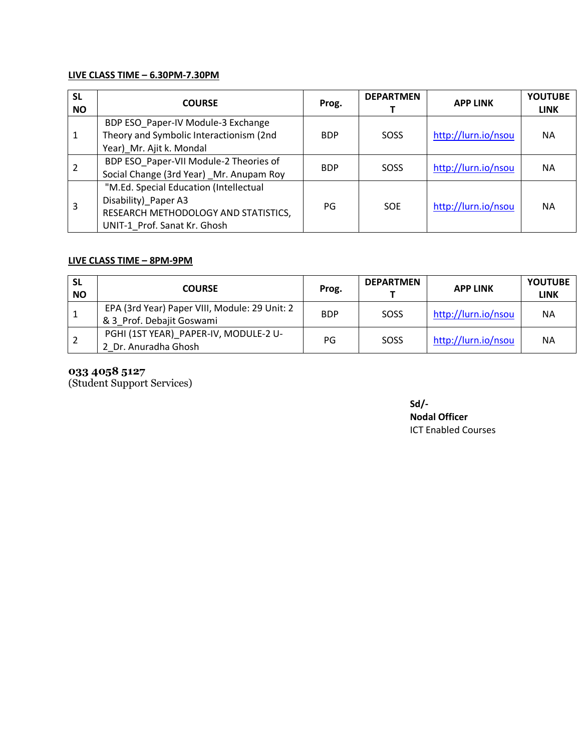**LIVE CLASS TIME – 6.30PM-7.30PM**

| SL NO | COURSE | Prog. | DEPARTMENT | APP LINK | YOUTUBE LINK |
|---|---|---|---|---|---|
| 1 | BDP ESO_Paper-IV Module-3 Exchange Theory and Symbolic Interactionism (2nd Year)_Mr. Ajit k. Mondal | BDP | SOSS | http://lurn.io/nsou | NA |
| 2 | BDP ESO_Paper-VII Module-2 Theories of Social Change (3rd Year) _Mr. Anupam Roy | BDP | SOSS | http://lurn.io/nsou | NA |
| 3 | "M.Ed. Special Education (Intellectual Disability)_Paper A3 RESEARCH METHODOLOGY AND STATISTICS, UNIT-1_Prof. Sanat Kr. Ghosh | PG | SOE | http://lurn.io/nsou | NA |

**LIVE CLASS TIME – 8PM-9PM**

| SL NO | COURSE | Prog. | DEPARTMENT | APP LINK | YOUTUBE LINK |
|---|---|---|---|---|---|
| 1 | EPA (3rd Year) Paper VIII, Module: 29 Unit: 2 & 3_Prof. Debajit Goswami | BDP | SOSS | http://lurn.io/nsou | NA |
| 2 | PGHI (1ST YEAR)_PAPER-IV, MODULE-2 U-2_Dr. Anuradha Ghosh | PG | SOSS | http://lurn.io/nsou | NA |

**033 4058 5127**
(Student Support Services)

**Sd/-**
**Nodal Officer**
ICT Enabled Courses